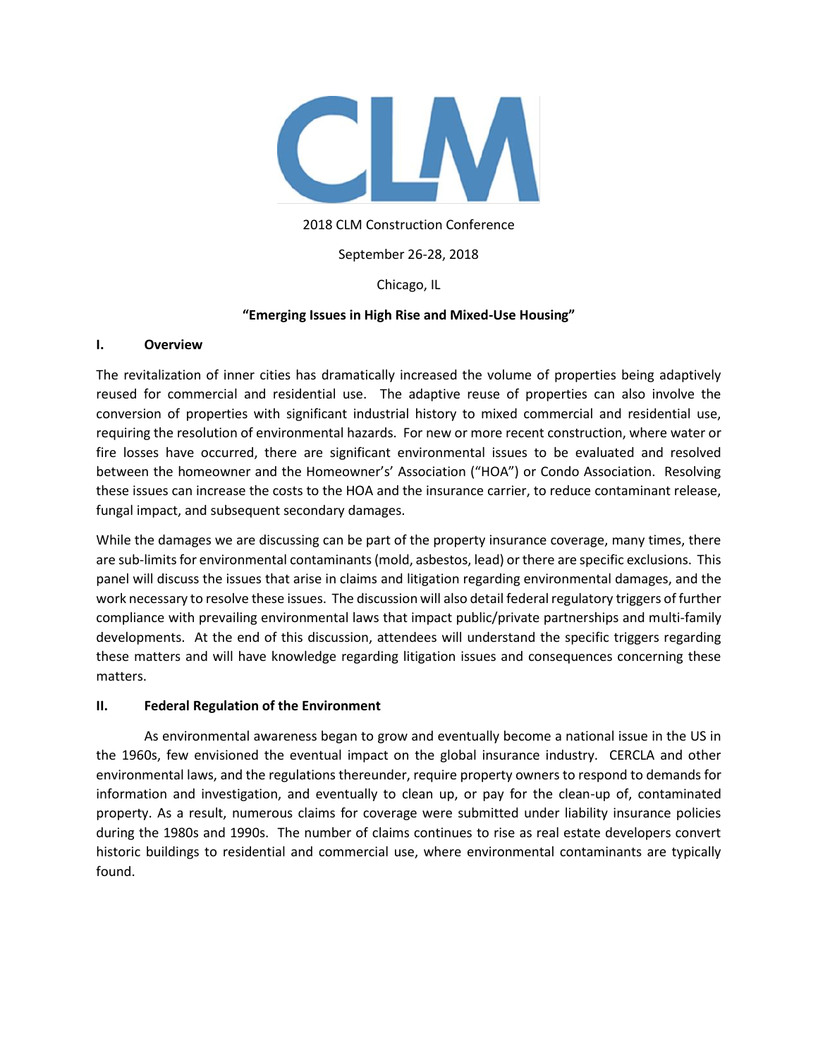CLM

2018 CLM Construction Conference

September 26-28, 2018

Chicago, IL

**"Emerging Issues in High Rise and Mixed-Use Housing"**

## I. Overview

The revitalization of inner cities has dramatically increased the volume of properties being adaptively reused for commercial and residential use. The adaptive reuse of properties can also involve the conversion of properties with significant industrial history to mixed commercial and residential use, requiring the resolution of environmental hazards. For new or more recent construction, where water or fire losses have occurred, there are significant environmental issues to be evaluated and resolved between the homeowner and the Homeowner's' Association ("HOA") or Condo Association. Resolving these issues can increase the costs to the HOA and the insurance carrier, to reduce contaminant release, fungal impact, and subsequent secondary damages.

While the damages we are discussing can be part of the property insurance coverage, many times, there are sub-limits for environmental contaminants (mold, asbestos, lead) or there are specific exclusions. This panel will discuss the issues that arise in claims and litigation regarding environmental damages, and the work necessary to resolve these issues. The discussion will also detail federal regulatory triggers of further compliance with prevailing environmental laws that impact public/private partnerships and multi-family developments. At the end of this discussion, attendees will understand the specific triggers regarding these matters and will have knowledge regarding litigation issues and consequences concerning these matters.

## II. Federal Regulation of the Environment

As environmental awareness began to grow and eventually become a national issue in the US in the 1960s, few envisioned the eventual impact on the global insurance industry. CERCLA and other environmental laws, and the regulations thereunder, require property owners to respond to demands for information and investigation, and eventually to clean up, or pay for the clean-up of, contaminated property. As a result, numerous claims for coverage were submitted under liability insurance policies during the 1980s and 1990s. The number of claims continues to rise as real estate developers convert historic buildings to residential and commercial use, where environmental contaminants are typically found.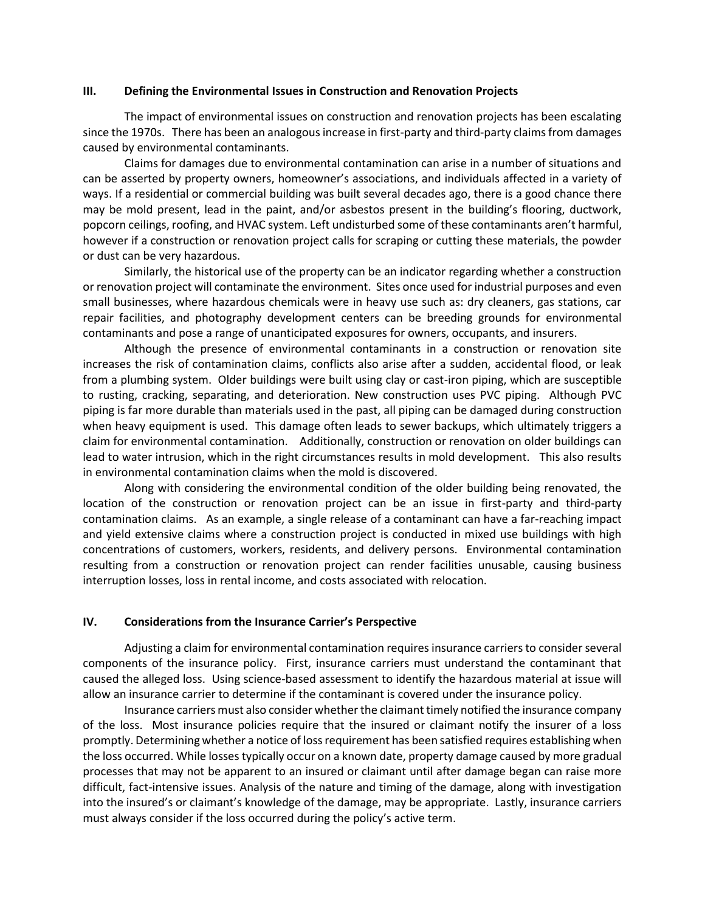## III. Defining the Environmental Issues in Construction and Renovation Projects

The impact of environmental issues on construction and renovation projects has been escalating since the 1970s. There has been an analogous increase in first-party and third-party claims from damages caused by environmental contaminants.

Claims for damages due to environmental contamination can arise in a number of situations and can be asserted by property owners, homeowner's associations, and individuals affected in a variety of ways. If a residential or commercial building was built several decades ago, there is a good chance there may be mold present, lead in the paint, and/or asbestos present in the building's flooring, ductwork, popcorn ceilings, roofing, and HVAC system. Left undisturbed some of these contaminants aren't harmful, however if a construction or renovation project calls for scraping or cutting these materials, the powder or dust can be very hazardous.

Similarly, the historical use of the property can be an indicator regarding whether a construction or renovation project will contaminate the environment. Sites once used for industrial purposes and even small businesses, where hazardous chemicals were in heavy use such as: dry cleaners, gas stations, car repair facilities, and photography development centers can be breeding grounds for environmental contaminants and pose a range of unanticipated exposures for owners, occupants, and insurers.

Although the presence of environmental contaminants in a construction or renovation site increases the risk of contamination claims, conflicts also arise after a sudden, accidental flood, or leak from a plumbing system. Older buildings were built using clay or cast-iron piping, which are susceptible to rusting, cracking, separating, and deterioration. New construction uses PVC piping. Although PVC piping is far more durable than materials used in the past, all piping can be damaged during construction when heavy equipment is used. This damage often leads to sewer backups, which ultimately triggers a claim for environmental contamination. Additionally, construction or renovation on older buildings can lead to water intrusion, which in the right circumstances results in mold development. This also results in environmental contamination claims when the mold is discovered.

Along with considering the environmental condition of the older building being renovated, the location of the construction or renovation project can be an issue in first-party and third-party contamination claims. As an example, a single release of a contaminant can have a far-reaching impact and yield extensive claims where a construction project is conducted in mixed use buildings with high concentrations of customers, workers, residents, and delivery persons. Environmental contamination resulting from a construction or renovation project can render facilities unusable, causing business interruption losses, loss in rental income, and costs associated with relocation.

## IV. Considerations from the Insurance Carrier's Perspective

Adjusting a claim for environmental contamination requires insurance carriers to consider several components of the insurance policy. First, insurance carriers must understand the contaminant that caused the alleged loss. Using science-based assessment to identify the hazardous material at issue will allow an insurance carrier to determine if the contaminant is covered under the insurance policy.

Insurance carriers must also consider whether the claimant timely notified the insurance company of the loss. Most insurance policies require that the insured or claimant notify the insurer of a loss promptly. Determining whether a notice of loss requirement has been satisfied requires establishing when the loss occurred. While losses typically occur on a known date, property damage caused by more gradual processes that may not be apparent to an insured or claimant until after damage began can raise more difficult, fact-intensive issues. Analysis of the nature and timing of the damage, along with investigation into the insured's or claimant's knowledge of the damage, may be appropriate. Lastly, insurance carriers must always consider if the loss occurred during the policy's active term.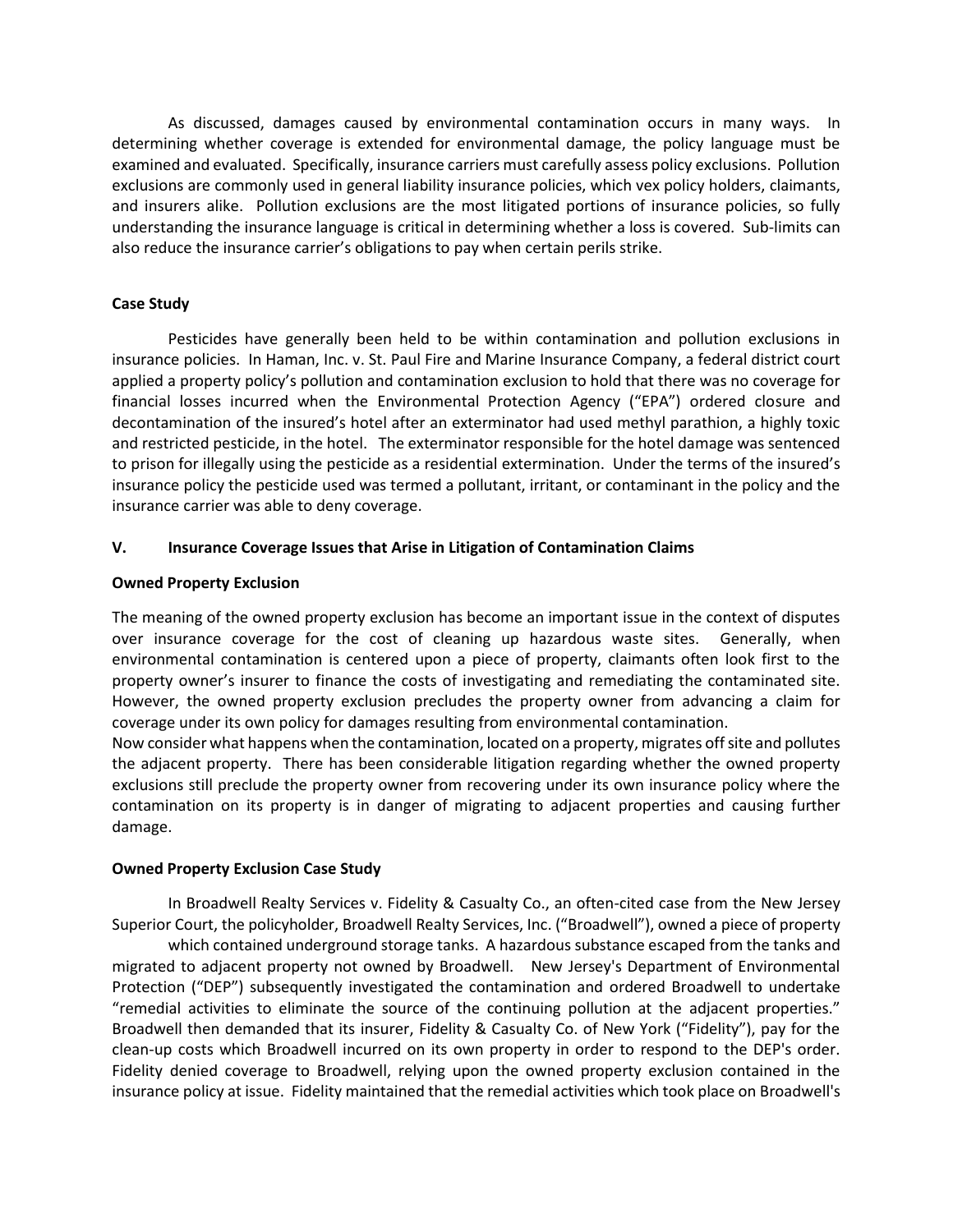As discussed, damages caused by environmental contamination occurs in many ways. In determining whether coverage is extended for environmental damage, the policy language must be examined and evaluated. Specifically, insurance carriers must carefully assess policy exclusions. Pollution exclusions are commonly used in general liability insurance policies, which vex policy holders, claimants, and insurers alike. Pollution exclusions are the most litigated portions of insurance policies, so fully understanding the insurance language is critical in determining whether a loss is covered. Sub-limits can also reduce the insurance carrier's obligations to pay when certain perils strike.

**Case Study**

Pesticides have generally been held to be within contamination and pollution exclusions in insurance policies. In Haman, Inc. v. St. Paul Fire and Marine Insurance Company, a federal district court applied a property policy's pollution and contamination exclusion to hold that there was no coverage for financial losses incurred when the Environmental Protection Agency ("EPA") ordered closure and decontamination of the insured's hotel after an exterminator had used methyl parathion, a highly toxic and restricted pesticide, in the hotel. The exterminator responsible for the hotel damage was sentenced to prison for illegally using the pesticide as a residential extermination. Under the terms of the insured's insurance policy the pesticide used was termed a pollutant, irritant, or contaminant in the policy and the insurance carrier was able to deny coverage.

## V. Insurance Coverage Issues that Arise in Litigation of Contamination Claims

**Owned Property Exclusion**

The meaning of the owned property exclusion has become an important issue in the context of disputes over insurance coverage for the cost of cleaning up hazardous waste sites. Generally, when environmental contamination is centered upon a piece of property, claimants often look first to the property owner's insurer to finance the costs of investigating and remediating the contaminated site. However, the owned property exclusion precludes the property owner from advancing a claim for coverage under its own policy for damages resulting from environmental contamination.

Now consider what happens when the contamination, located on a property, migrates off site and pollutes the adjacent property. There has been considerable litigation regarding whether the owned property exclusions still preclude the property owner from recovering under its own insurance policy where the contamination on its property is in danger of migrating to adjacent properties and causing further damage.

**Owned Property Exclusion Case Study**

In Broadwell Realty Services v. Fidelity & Casualty Co., an often-cited case from the New Jersey Superior Court, the policyholder, Broadwell Realty Services, Inc. ("Broadwell"), owned a piece of property which contained underground storage tanks. A hazardous substance escaped from the tanks and migrated to adjacent property not owned by Broadwell. New Jersey's Department of Environmental Protection ("DEP") subsequently investigated the contamination and ordered Broadwell to undertake "remedial activities to eliminate the source of the continuing pollution at the adjacent properties." Broadwell then demanded that its insurer, Fidelity & Casualty Co. of New York ("Fidelity"), pay for the clean-up costs which Broadwell incurred on its own property in order to respond to the DEP's order. Fidelity denied coverage to Broadwell, relying upon the owned property exclusion contained in the insurance policy at issue. Fidelity maintained that the remedial activities which took place on Broadwell's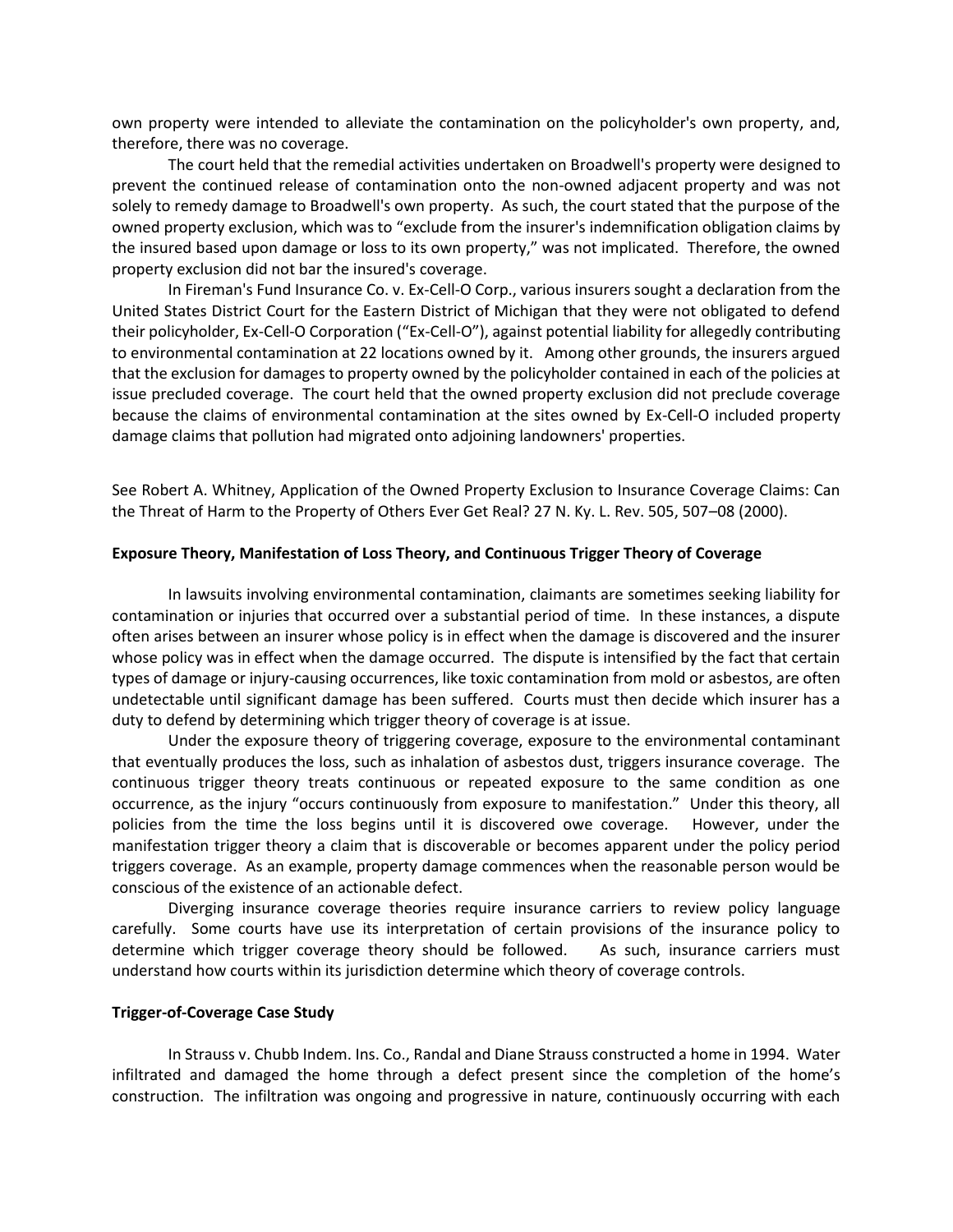own property were intended to alleviate the contamination on the policyholder's own property, and, therefore, there was no coverage.

The court held that the remedial activities undertaken on Broadwell's property were designed to prevent the continued release of contamination onto the non-owned adjacent property and was not solely to remedy damage to Broadwell's own property. As such, the court stated that the purpose of the owned property exclusion, which was to "exclude from the insurer's indemnification obligation claims by the insured based upon damage or loss to its own property," was not implicated. Therefore, the owned property exclusion did not bar the insured's coverage.

In Fireman's Fund Insurance Co. v. Ex-Cell-O Corp., various insurers sought a declaration from the United States District Court for the Eastern District of Michigan that they were not obligated to defend their policyholder, Ex-Cell-O Corporation ("Ex-Cell-O"), against potential liability for allegedly contributing to environmental contamination at 22 locations owned by it. Among other grounds, the insurers argued that the exclusion for damages to property owned by the policyholder contained in each of the policies at issue precluded coverage. The court held that the owned property exclusion did not preclude coverage because the claims of environmental contamination at the sites owned by Ex-Cell-O included property damage claims that pollution had migrated onto adjoining landowners' properties.

See Robert A. Whitney, Application of the Owned Property Exclusion to Insurance Coverage Claims: Can the Threat of Harm to the Property of Others Ever Get Real? 27 N. Ky. L. Rev. 505, 507–08 (2000).

**Exposure Theory, Manifestation of Loss Theory, and Continuous Trigger Theory of Coverage**

In lawsuits involving environmental contamination, claimants are sometimes seeking liability for contamination or injuries that occurred over a substantial period of time. In these instances, a dispute often arises between an insurer whose policy is in effect when the damage is discovered and the insurer whose policy was in effect when the damage occurred. The dispute is intensified by the fact that certain types of damage or injury-causing occurrences, like toxic contamination from mold or asbestos, are often undetectable until significant damage has been suffered. Courts must then decide which insurer has a duty to defend by determining which trigger theory of coverage is at issue.

Under the exposure theory of triggering coverage, exposure to the environmental contaminant that eventually produces the loss, such as inhalation of asbestos dust, triggers insurance coverage. The continuous trigger theory treats continuous or repeated exposure to the same condition as one occurrence, as the injury "occurs continuously from exposure to manifestation." Under this theory, all policies from the time the loss begins until it is discovered owe coverage. However, under the manifestation trigger theory a claim that is discoverable or becomes apparent under the policy period triggers coverage. As an example, property damage commences when the reasonable person would be conscious of the existence of an actionable defect.

Diverging insurance coverage theories require insurance carriers to review policy language carefully. Some courts have use its interpretation of certain provisions of the insurance policy to determine which trigger coverage theory should be followed. As such, insurance carriers must understand how courts within its jurisdiction determine which theory of coverage controls.

**Trigger-of-Coverage Case Study**

In Strauss v. Chubb Indem. Ins. Co., Randal and Diane Strauss constructed a home in 1994. Water infiltrated and damaged the home through a defect present since the completion of the home's construction. The infiltration was ongoing and progressive in nature, continuously occurring with each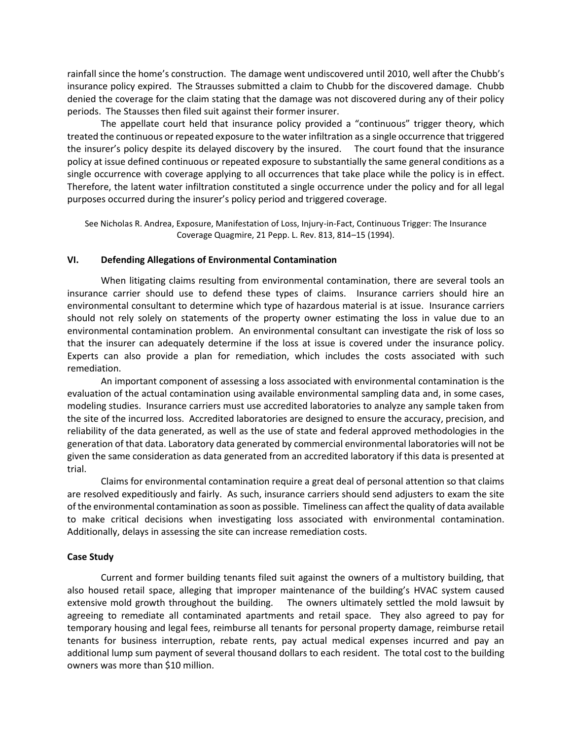rainfall since the home's construction. The damage went undiscovered until 2010, well after the Chubb's insurance policy expired. The Strausses submitted a claim to Chubb for the discovered damage. Chubb denied the coverage for the claim stating that the damage was not discovered during any of their policy periods. The Stausses then filed suit against their former insurer.

The appellate court held that insurance policy provided a "continuous" trigger theory, which treated the continuous or repeated exposure to the water infiltration as a single occurrence that triggered the insurer's policy despite its delayed discovery by the insured. The court found that the insurance policy at issue defined continuous or repeated exposure to substantially the same general conditions as a single occurrence with coverage applying to all occurrences that take place while the policy is in effect. Therefore, the latent water infiltration constituted a single occurrence under the policy and for all legal purposes occurred during the insurer's policy period and triggered coverage.

See Nicholas R. Andrea, Exposure, Manifestation of Loss, Injury-in-Fact, Continuous Trigger: The Insurance Coverage Quagmire, 21 Pepp. L. Rev. 813, 814–15 (1994).

## VI. Defending Allegations of Environmental Contamination

When litigating claims resulting from environmental contamination, there are several tools an insurance carrier should use to defend these types of claims. Insurance carriers should hire an environmental consultant to determine which type of hazardous material is at issue. Insurance carriers should not rely solely on statements of the property owner estimating the loss in value due to an environmental contamination problem. An environmental consultant can investigate the risk of loss so that the insurer can adequately determine if the loss at issue is covered under the insurance policy. Experts can also provide a plan for remediation, which includes the costs associated with such remediation.

An important component of assessing a loss associated with environmental contamination is the evaluation of the actual contamination using available environmental sampling data and, in some cases, modeling studies. Insurance carriers must use accredited laboratories to analyze any sample taken from the site of the incurred loss. Accredited laboratories are designed to ensure the accuracy, precision, and reliability of the data generated, as well as the use of state and federal approved methodologies in the generation of that data. Laboratory data generated by commercial environmental laboratories will not be given the same consideration as data generated from an accredited laboratory if this data is presented at trial.

Claims for environmental contamination require a great deal of personal attention so that claims are resolved expeditiously and fairly. As such, insurance carriers should send adjusters to exam the site of the environmental contamination as soon as possible. Timeliness can affect the quality of data available to make critical decisions when investigating loss associated with environmental contamination. Additionally, delays in assessing the site can increase remediation costs.

**Case Study**

Current and former building tenants filed suit against the owners of a multistory building, that also housed retail space, alleging that improper maintenance of the building's HVAC system caused extensive mold growth throughout the building. The owners ultimately settled the mold lawsuit by agreeing to remediate all contaminated apartments and retail space. They also agreed to pay for temporary housing and legal fees, reimburse all tenants for personal property damage, reimburse retail tenants for business interruption, rebate rents, pay actual medical expenses incurred and pay an additional lump sum payment of several thousand dollars to each resident. The total cost to the building owners was more than $10 million.